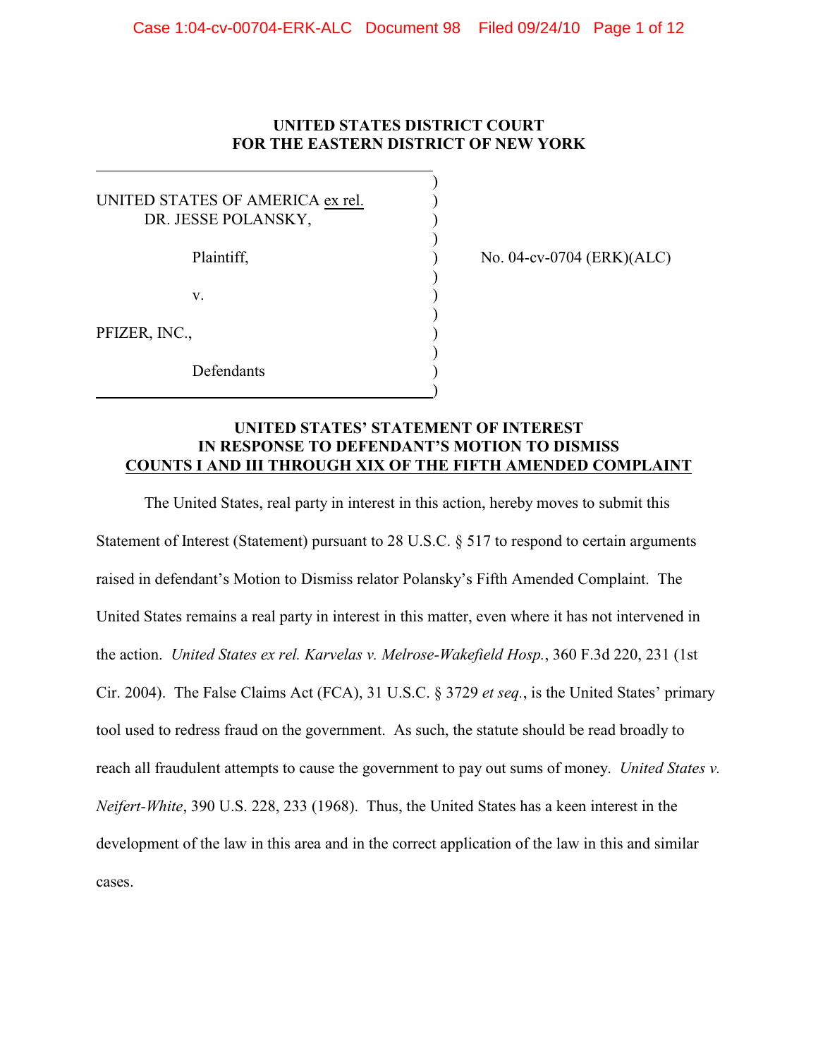**UNITED STATES DISTRICT COURT**
**FOR THE EASTERN DISTRICT OF NEW YORK**

UNITED STATES OF AMERICA ex rel.
DR. JESSE POLANSKY,

Plaintiff,

v.

PFIZER, INC.,

Defendants

No. 04-cv-0704 (ERK)(ALC)

**UNITED STATES' STATEMENT OF INTEREST**
**IN RESPONSE TO DEFENDANT'S MOTION TO DISMISS**
**COUNTS I AND III THROUGH XIX OF THE FIFTH AMENDED COMPLAINT**

The United States, real party in interest in this action, hereby moves to submit this Statement of Interest (Statement) pursuant to 28 U.S.C. § 517 to respond to certain arguments raised in defendant's Motion to Dismiss relator Polansky's Fifth Amended Complaint. The United States remains a real party in interest in this matter, even where it has not intervened in the action. *United States ex rel. Karvelas v. Melrose-Wakefield Hosp.*, 360 F.3d 220, 231 (1st Cir. 2004). The False Claims Act (FCA), 31 U.S.C. § 3729 *et seq.*, is the United States' primary tool used to redress fraud on the government. As such, the statute should be read broadly to reach all fraudulent attempts to cause the government to pay out sums of money. *United States v. Neifert-White*, 390 U.S. 228, 233 (1968). Thus, the United States has a keen interest in the development of the law in this area and in the correct application of the law in this and similar cases.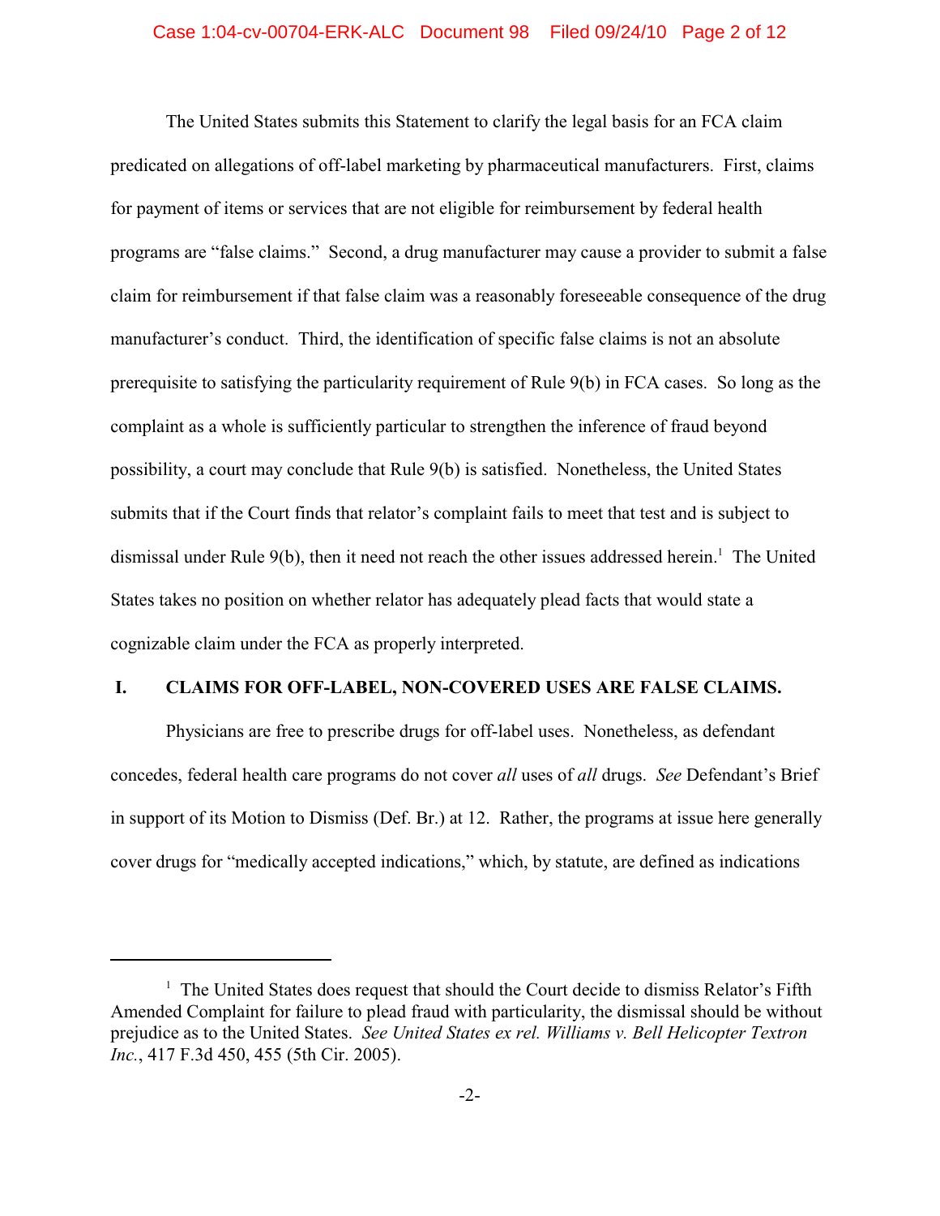The United States submits this Statement to clarify the legal basis for an FCA claim predicated on allegations of off-label marketing by pharmaceutical manufacturers. First, claims for payment of items or services that are not eligible for reimbursement by federal health programs are "false claims." Second, a drug manufacturer may cause a provider to submit a false claim for reimbursement if that false claim was a reasonably foreseeable consequence of the drug manufacturer's conduct. Third, the identification of specific false claims is not an absolute prerequisite to satisfying the particularity requirement of Rule 9(b) in FCA cases. So long as the complaint as a whole is sufficiently particular to strengthen the inference of fraud beyond possibility, a court may conclude that Rule 9(b) is satisfied. Nonetheless, the United States submits that if the Court finds that relator's complaint fails to meet that test and is subject to dismissal under Rule 9(b), then it need not reach the other issues addressed herein.[1] The United States takes no position on whether relator has adequately plead facts that would state a cognizable claim under the FCA as properly interpreted.

## I. CLAIMS FOR OFF-LABEL, NON-COVERED USES ARE FALSE CLAIMS.

Physicians are free to prescribe drugs for off-label uses. Nonetheless, as defendant concedes, federal health care programs do not cover *all* uses of *all* drugs. *See* Defendant's Brief in support of its Motion to Dismiss (Def. Br.) at 12. Rather, the programs at issue here generally cover drugs for "medically accepted indications," which, by statute, are defined as indications

---

[1] The United States does request that should the Court decide to dismiss Relator's Fifth Amended Complaint for failure to plead fraud with particularity, the dismissal should be without prejudice as to the United States. *See United States ex rel. Williams v. Bell Helicopter Textron Inc.*, 417 F.3d 450, 455 (5th Cir. 2005).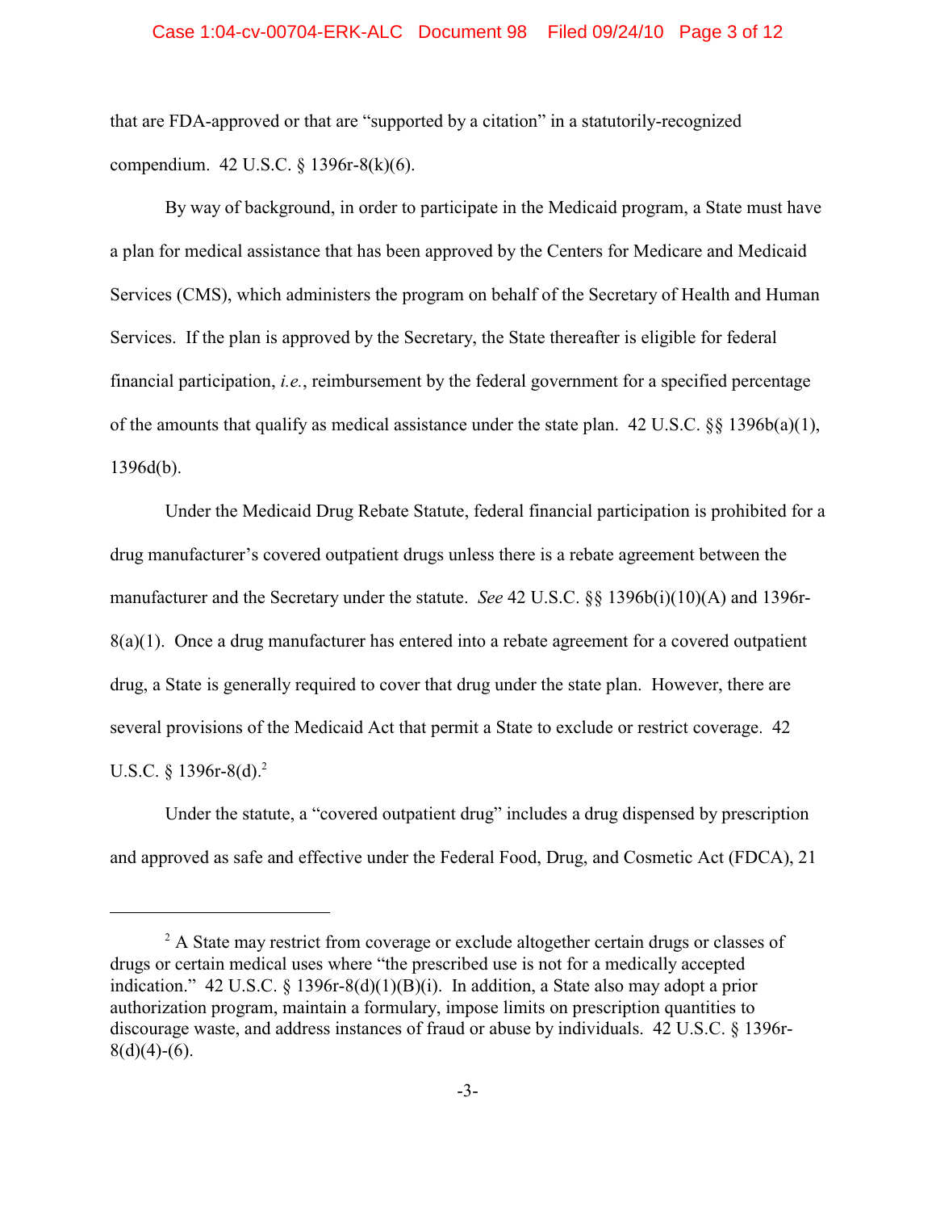that are FDA-approved or that are "supported by a citation" in a statutorily-recognized compendium. 42 U.S.C. § 1396r-8(k)(6).

By way of background, in order to participate in the Medicaid program, a State must have a plan for medical assistance that has been approved by the Centers for Medicare and Medicaid Services (CMS), which administers the program on behalf of the Secretary of Health and Human Services. If the plan is approved by the Secretary, the State thereafter is eligible for federal financial participation, *i.e.*, reimbursement by the federal government for a specified percentage of the amounts that qualify as medical assistance under the state plan. 42 U.S.C. §§ 1396b(a)(1), 1396d(b).

Under the Medicaid Drug Rebate Statute, federal financial participation is prohibited for a drug manufacturer's covered outpatient drugs unless there is a rebate agreement between the manufacturer and the Secretary under the statute. *See* 42 U.S.C. §§ 1396b(i)(10)(A) and 1396r-8(a)(1). Once a drug manufacturer has entered into a rebate agreement for a covered outpatient drug, a State is generally required to cover that drug under the state plan. However, there are several provisions of the Medicaid Act that permit a State to exclude or restrict coverage. 42 U.S.C. § 1396r-8(d).[2]

Under the statute, a "covered outpatient drug" includes a drug dispensed by prescription and approved as safe and effective under the Federal Food, Drug, and Cosmetic Act (FDCA), 21

---

[2] A State may restrict from coverage or exclude altogether certain drugs or classes of drugs or certain medical uses where "the prescribed use is not for a medically accepted indication." 42 U.S.C. § 1396r-8(d)(1)(B)(i). In addition, a State also may adopt a prior authorization program, maintain a formulary, impose limits on prescription quantities to discourage waste, and address instances of fraud or abuse by individuals. 42 U.S.C. § 1396r-8(d)(4)-(6).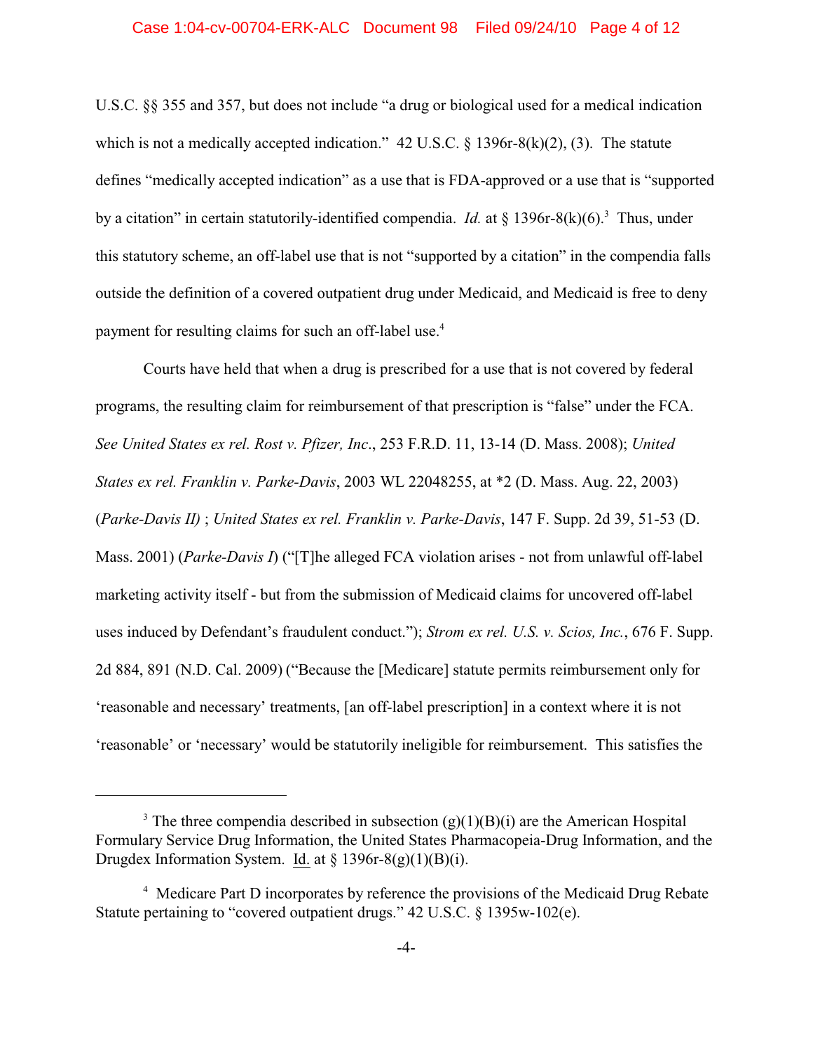U.S.C. §§ 355 and 357, but does not include "a drug or biological used for a medical indication which is not a medically accepted indication." 42 U.S.C. § 1396r-8(k)(2), (3). The statute defines "medically accepted indication" as a use that is FDA-approved or a use that is "supported by a citation" in certain statutorily-identified compendia. *Id.* at § 1396r-8(k)(6).[3] Thus, under this statutory scheme, an off-label use that is not "supported by a citation" in the compendia falls outside the definition of a covered outpatient drug under Medicaid, and Medicaid is free to deny payment for resulting claims for such an off-label use.[4]

Courts have held that when a drug is prescribed for a use that is not covered by federal programs, the resulting claim for reimbursement of that prescription is "false" under the FCA. *See United States ex rel. Rost v. Pfizer, Inc.*, 253 F.R.D. 11, 13-14 (D. Mass. 2008); *United States ex rel. Franklin v. Parke-Davis*, 2003 WL 22048255, at *2 (D. Mass. Aug. 22, 2003) (*Parke-Davis II)* ; *United States ex rel. Franklin v. Parke-Davis*, 147 F. Supp. 2d 39, 51-53 (D. Mass. 2001) (*Parke-Davis I*) ("[T]he alleged FCA violation arises - not from unlawful off-label marketing activity itself - but from the submission of Medicaid claims for uncovered off-label uses induced by Defendant's fraudulent conduct."); *Strom ex rel. U.S. v. Scios, Inc.*, 676 F. Supp. 2d 884, 891 (N.D. Cal. 2009) ("Because the [Medicare] statute permits reimbursement only for 'reasonable and necessary' treatments, [an off-label prescription] in a context where it is not 'reasonable' or 'necessary' would be statutorily ineligible for reimbursement. This satisfies the

---

[3] The three compendia described in subsection (g)(1)(B)(i) are the American Hospital Formulary Service Drug Information, the United States Pharmacopeia-Drug Information, and the Drugdex Information System. Id. at § 1396r-8(g)(1)(B)(i).

[4] Medicare Part D incorporates by reference the provisions of the Medicaid Drug Rebate Statute pertaining to "covered outpatient drugs." 42 U.S.C. § 1395w-102(e).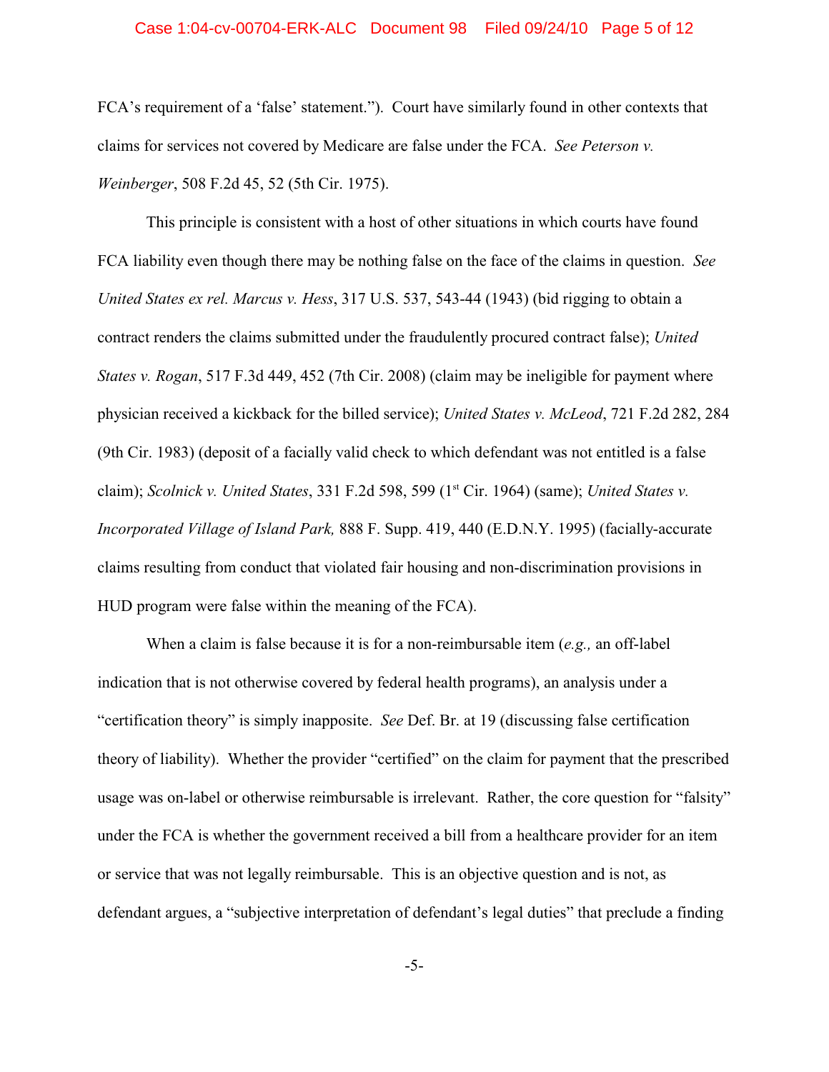FCA's requirement of a 'false' statement."). Court have similarly found in other contexts that claims for services not covered by Medicare are false under the FCA. *See Peterson v. Weinberger*, 508 F.2d 45, 52 (5th Cir. 1975).

This principle is consistent with a host of other situations in which courts have found FCA liability even though there may be nothing false on the face of the claims in question. *See United States ex rel. Marcus v. Hess*, 317 U.S. 537, 543-44 (1943) (bid rigging to obtain a contract renders the claims submitted under the fraudulently procured contract false); *United States v. Rogan*, 517 F.3d 449, 452 (7th Cir. 2008) (claim may be ineligible for payment where physician received a kickback for the billed service); *United States v. McLeod*, 721 F.2d 282, 284 (9th Cir. 1983) (deposit of a facially valid check to which defendant was not entitled is a false claim); *Scolnick v. United States*, 331 F.2d 598, 599 (1st Cir. 1964) (same); *United States v. Incorporated Village of Island Park,* 888 F. Supp. 419, 440 (E.D.N.Y. 1995) (facially-accurate claims resulting from conduct that violated fair housing and non-discrimination provisions in HUD program were false within the meaning of the FCA).

When a claim is false because it is for a non-reimbursable item (*e.g.,* an off-label indication that is not otherwise covered by federal health programs), an analysis under a "certification theory" is simply inapposite. *See* Def. Br. at 19 (discussing false certification theory of liability). Whether the provider "certified" on the claim for payment that the prescribed usage was on-label or otherwise reimbursable is irrelevant. Rather, the core question for "falsity" under the FCA is whether the government received a bill from a healthcare provider for an item or service that was not legally reimbursable. This is an objective question and is not, as defendant argues, a "subjective interpretation of defendant's legal duties" that preclude a finding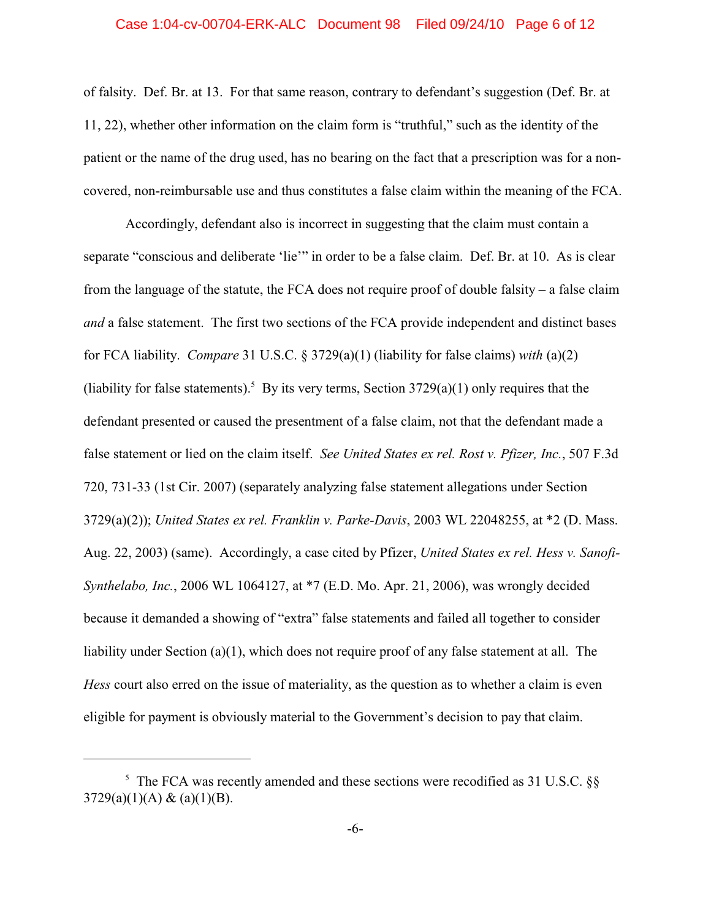of falsity. Def. Br. at 13. For that same reason, contrary to defendant's suggestion (Def. Br. at 11, 22), whether other information on the claim form is "truthful," such as the identity of the patient or the name of the drug used, has no bearing on the fact that a prescription was for a non-covered, non-reimbursable use and thus constitutes a false claim within the meaning of the FCA.

Accordingly, defendant also is incorrect in suggesting that the claim must contain a separate "conscious and deliberate 'lie'" in order to be a false claim. Def. Br. at 10. As is clear from the language of the statute, the FCA does not require proof of double falsity – a false claim *and* a false statement. The first two sections of the FCA provide independent and distinct bases for FCA liability. *Compare* 31 U.S.C. § 3729(a)(1) (liability for false claims) *with* (a)(2) (liability for false statements).[5] By its very terms, Section 3729(a)(1) only requires that the defendant presented or caused the presentment of a false claim, not that the defendant made a false statement or lied on the claim itself. *See United States ex rel. Rost v. Pfizer, Inc.*, 507 F.3d 720, 731-33 (1st Cir. 2007) (separately analyzing false statement allegations under Section 3729(a)(2)); *United States ex rel. Franklin v. Parke-Davis*, 2003 WL 22048255, at *2 (D. Mass. Aug. 22, 2003) (same). Accordingly, a case cited by Pfizer, *United States ex rel. Hess v. Sanofi-Synthelabo, Inc.*, 2006 WL 1064127, at *7 (E.D. Mo. Apr. 21, 2006), was wrongly decided because it demanded a showing of "extra" false statements and failed all together to consider liability under Section (a)(1), which does not require proof of any false statement at all. The *Hess* court also erred on the issue of materiality, as the question as to whether a claim is even eligible for payment is obviously material to the Government's decision to pay that claim.

---

[5] The FCA was recently amended and these sections were recodified as 31 U.S.C. §§ 3729(a)(1)(A) & (a)(1)(B).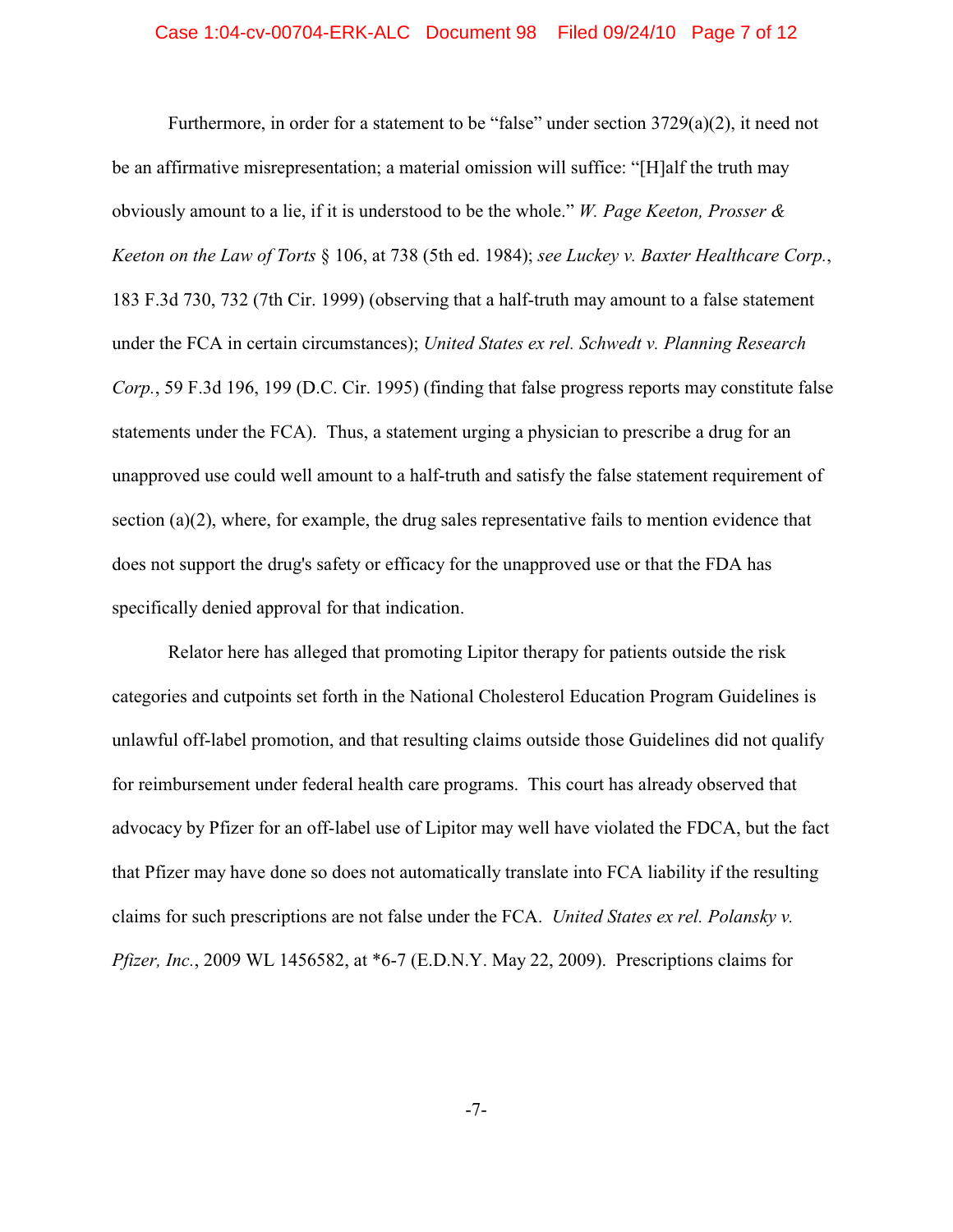Furthermore, in order for a statement to be "false" under section 3729(a)(2), it need not be an affirmative misrepresentation; a material omission will suffice: "[H]alf the truth may obviously amount to a lie, if it is understood to be the whole." *W. Page Keeton, Prosser & Keeton on the Law of Torts* § 106, at 738 (5th ed. 1984); *see Luckey v. Baxter Healthcare Corp.*, 183 F.3d 730, 732 (7th Cir. 1999) (observing that a half-truth may amount to a false statement under the FCA in certain circumstances); *United States ex rel. Schwedt v. Planning Research Corp.*, 59 F.3d 196, 199 (D.C. Cir. 1995) (finding that false progress reports may constitute false statements under the FCA). Thus, a statement urging a physician to prescribe a drug for an unapproved use could well amount to a half-truth and satisfy the false statement requirement of section (a)(2), where, for example, the drug sales representative fails to mention evidence that does not support the drug's safety or efficacy for the unapproved use or that the FDA has specifically denied approval for that indication.

Relator here has alleged that promoting Lipitor therapy for patients outside the risk categories and cutpoints set forth in the National Cholesterol Education Program Guidelines is unlawful off-label promotion, and that resulting claims outside those Guidelines did not qualify for reimbursement under federal health care programs. This court has already observed that advocacy by Pfizer for an off-label use of Lipitor may well have violated the FDCA, but the fact that Pfizer may have done so does not automatically translate into FCA liability if the resulting claims for such prescriptions are not false under the FCA. *United States ex rel. Polansky v. Pfizer, Inc.*, 2009 WL 1456582, at *6-7 (E.D.N.Y. May 22, 2009). Prescriptions claims for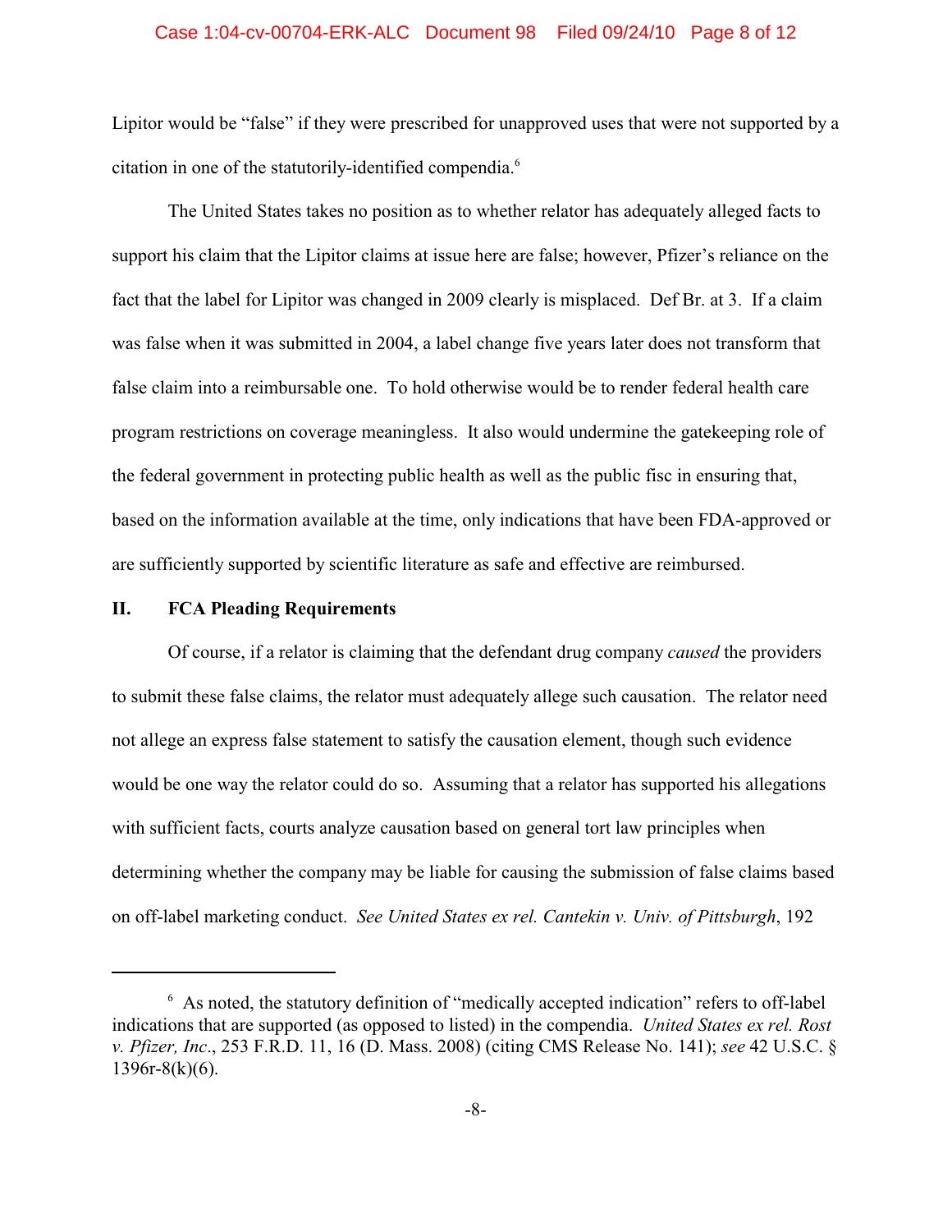Lipitor would be "false" if they were prescribed for unapproved uses that were not supported by a citation in one of the statutorily-identified compendia.[6]

The United States takes no position as to whether relator has adequately alleged facts to support his claim that the Lipitor claims at issue here are false; however, Pfizer's reliance on the fact that the label for Lipitor was changed in 2009 clearly is misplaced. Def Br. at 3. If a claim was false when it was submitted in 2004, a label change five years later does not transform that false claim into a reimbursable one. To hold otherwise would be to render federal health care program restrictions on coverage meaningless. It also would undermine the gatekeeping role of the federal government in protecting public health as well as the public fisc in ensuring that, based on the information available at the time, only indications that have been FDA-approved or are sufficiently supported by scientific literature as safe and effective are reimbursed.

## II. FCA Pleading Requirements

Of course, if a relator is claiming that the defendant drug company *caused* the providers to submit these false claims, the relator must adequately allege such causation. The relator need not allege an express false statement to satisfy the causation element, though such evidence would be one way the relator could do so. Assuming that a relator has supported his allegations with sufficient facts, courts analyze causation based on general tort law principles when determining whether the company may be liable for causing the submission of false claims based on off-label marketing conduct. *See United States ex rel. Cantekin v. Univ. of Pittsburgh*, 192

---

[6] As noted, the statutory definition of "medically accepted indication" refers to off-label indications that are supported (as opposed to listed) in the compendia. *United States ex rel. Rost v. Pfizer, Inc.*, 253 F.R.D. 11, 16 (D. Mass. 2008) (citing CMS Release No. 141); *see* 42 U.S.C. § 1396r-8(k)(6).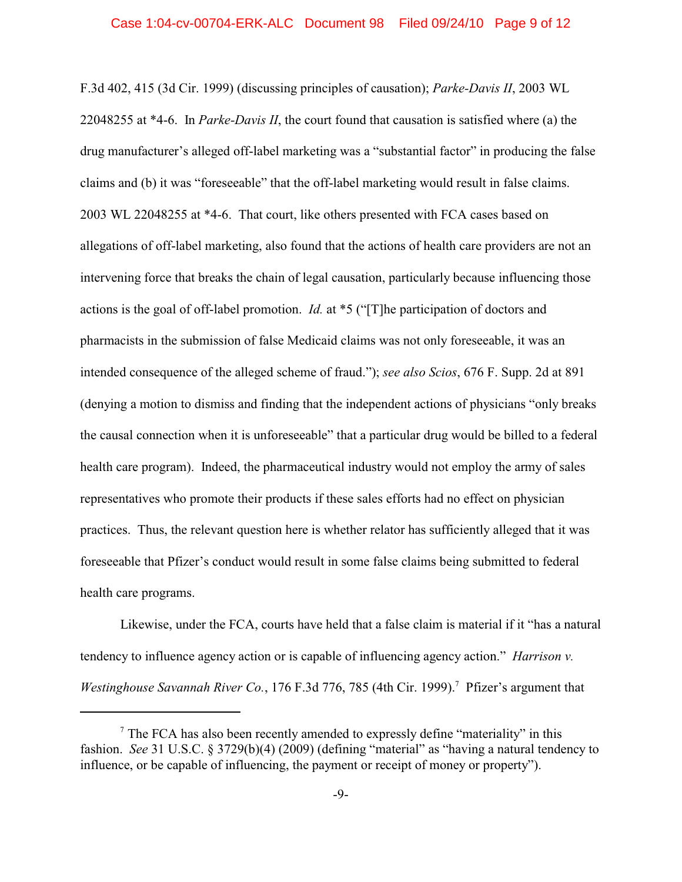F.3d 402, 415 (3d Cir. 1999) (discussing principles of causation); *Parke-Davis II*, 2003 WL 22048255 at *4-6. In *Parke-Davis II*, the court found that causation is satisfied where (a) the drug manufacturer's alleged off-label marketing was a "substantial factor" in producing the false claims and (b) it was "foreseeable" that the off-label marketing would result in false claims. 2003 WL 22048255 at *4-6. That court, like others presented with FCA cases based on allegations of off-label marketing, also found that the actions of health care providers are not an intervening force that breaks the chain of legal causation, particularly because influencing those actions is the goal of off-label promotion. *Id.* at *5 ("[T]he participation of doctors and pharmacists in the submission of false Medicaid claims was not only foreseeable, it was an intended consequence of the alleged scheme of fraud."); *see also Scios*, 676 F. Supp. 2d at 891 (denying a motion to dismiss and finding that the independent actions of physicians "only breaks the causal connection when it is unforeseeable" that a particular drug would be billed to a federal health care program). Indeed, the pharmaceutical industry would not employ the army of sales representatives who promote their products if these sales efforts had no effect on physician practices. Thus, the relevant question here is whether relator has sufficiently alleged that it was foreseeable that Pfizer's conduct would result in some false claims being submitted to federal health care programs.

Likewise, under the FCA, courts have held that a false claim is material if it "has a natural tendency to influence agency action or is capable of influencing agency action." *Harrison v. Westinghouse Savannah River Co.*, 176 F.3d 776, 785 (4th Cir. 1999).[7] Pfizer's argument that

---

[7] The FCA has also been recently amended to expressly define "materiality" in this fashion. *See* 31 U.S.C. § 3729(b)(4) (2009) (defining "material" as "having a natural tendency to influence, or be capable of influencing, the payment or receipt of money or property").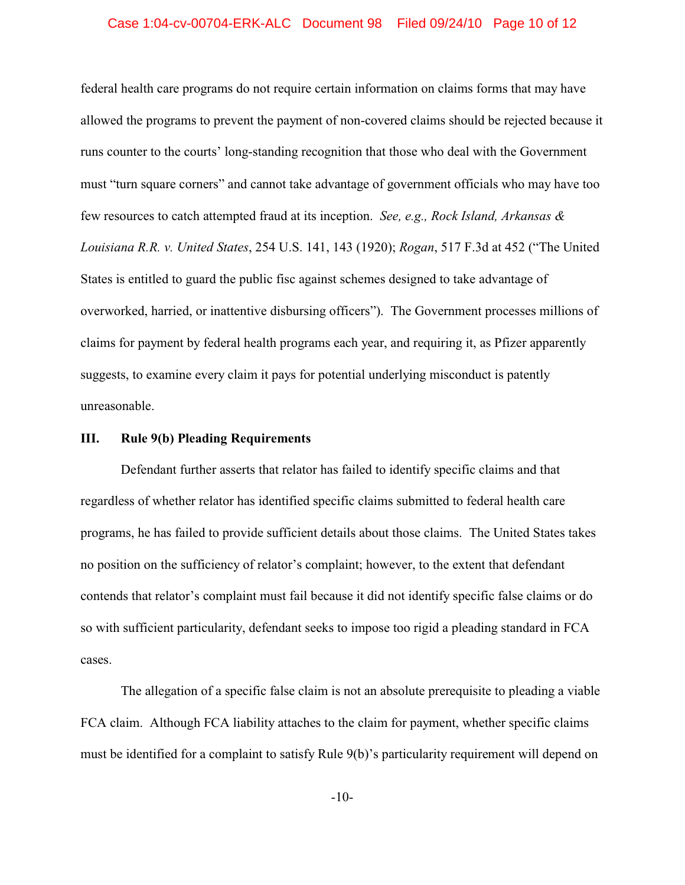federal health care programs do not require certain information on claims forms that may have allowed the programs to prevent the payment of non-covered claims should be rejected because it runs counter to the courts' long-standing recognition that those who deal with the Government must "turn square corners" and cannot take advantage of government officials who may have too few resources to catch attempted fraud at its inception. *See, e.g., Rock Island, Arkansas & Louisiana R.R. v. United States*, 254 U.S. 141, 143 (1920); *Rogan*, 517 F.3d at 452 ("The United States is entitled to guard the public fisc against schemes designed to take advantage of overworked, harried, or inattentive disbursing officers"). The Government processes millions of claims for payment by federal health programs each year, and requiring it, as Pfizer apparently suggests, to examine every claim it pays for potential underlying misconduct is patently unreasonable.

### III. Rule 9(b) Pleading Requirements

Defendant further asserts that relator has failed to identify specific claims and that regardless of whether relator has identified specific claims submitted to federal health care programs, he has failed to provide sufficient details about those claims. The United States takes no position on the sufficiency of relator's complaint; however, to the extent that defendant contends that relator's complaint must fail because it did not identify specific false claims or do so with sufficient particularity, defendant seeks to impose too rigid a pleading standard in FCA cases.

The allegation of a specific false claim is not an absolute prerequisite to pleading a viable FCA claim. Although FCA liability attaches to the claim for payment, whether specific claims must be identified for a complaint to satisfy Rule 9(b)'s particularity requirement will depend on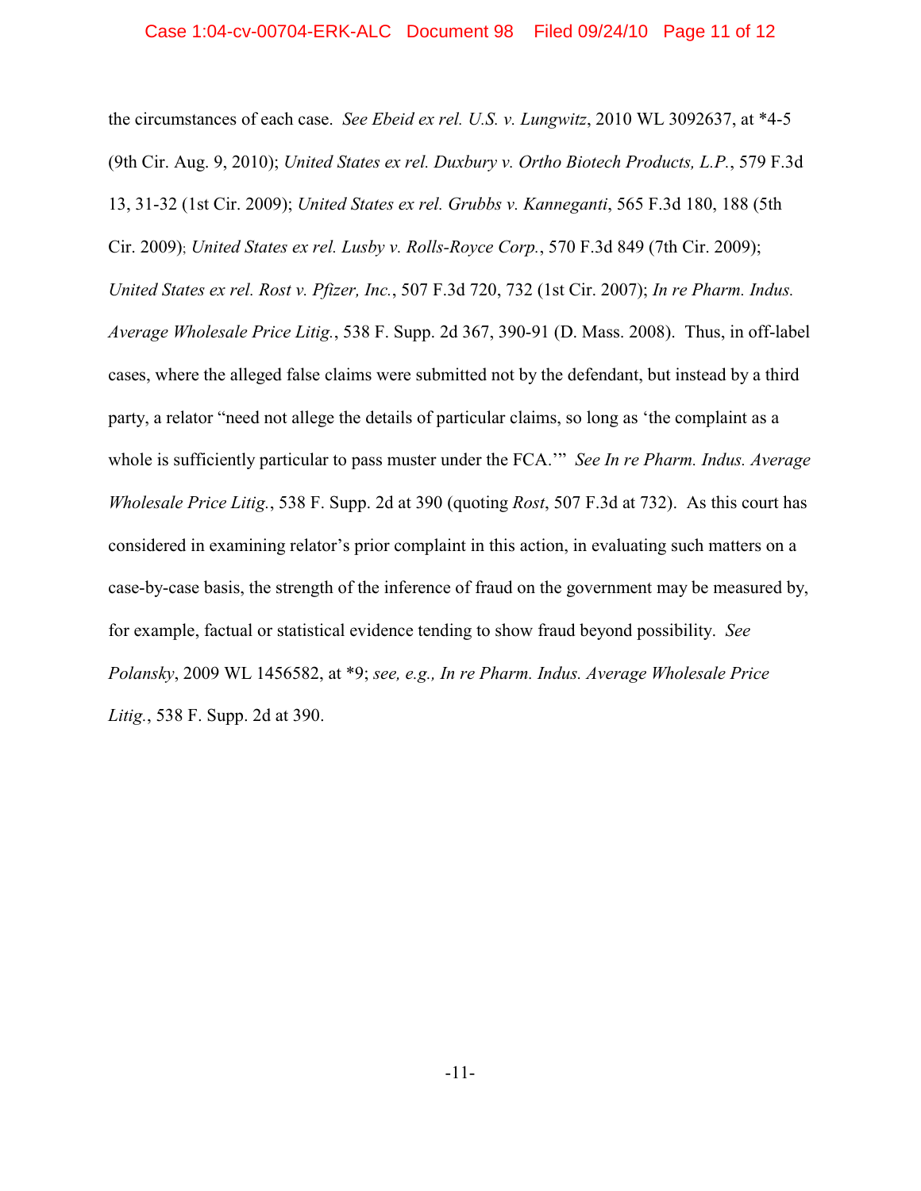the circumstances of each case. *See Ebeid ex rel. U.S. v. Lungwitz*, 2010 WL 3092637, at *4-5 (9th Cir. Aug. 9, 2010); *United States ex rel. Duxbury v. Ortho Biotech Products, L.P.*, 579 F.3d 13, 31-32 (1st Cir. 2009); *United States ex rel. Grubbs v. Kanneganti*, 565 F.3d 180, 188 (5th Cir. 2009); *United States ex rel. Lusby v. Rolls-Royce Corp.*, 570 F.3d 849 (7th Cir. 2009); *United States ex rel. Rost v. Pfizer, Inc.*, 507 F.3d 720, 732 (1st Cir. 2007); *In re Pharm. Indus. Average Wholesale Price Litig.*, 538 F. Supp. 2d 367, 390-91 (D. Mass. 2008). Thus, in off-label cases, where the alleged false claims were submitted not by the defendant, but instead by a third party, a relator "need not allege the details of particular claims, so long as 'the complaint as a whole is sufficiently particular to pass muster under the FCA.'" *See In re Pharm. Indus. Average Wholesale Price Litig.*, 538 F. Supp. 2d at 390 (quoting *Rost*, 507 F.3d at 732). As this court has considered in examining relator's prior complaint in this action, in evaluating such matters on a case-by-case basis, the strength of the inference of fraud on the government may be measured by, for example, factual or statistical evidence tending to show fraud beyond possibility. *See Polansky*, 2009 WL 1456582, at *9; *see, e.g., In re Pharm. Indus. Average Wholesale Price Litig.*, 538 F. Supp. 2d at 390.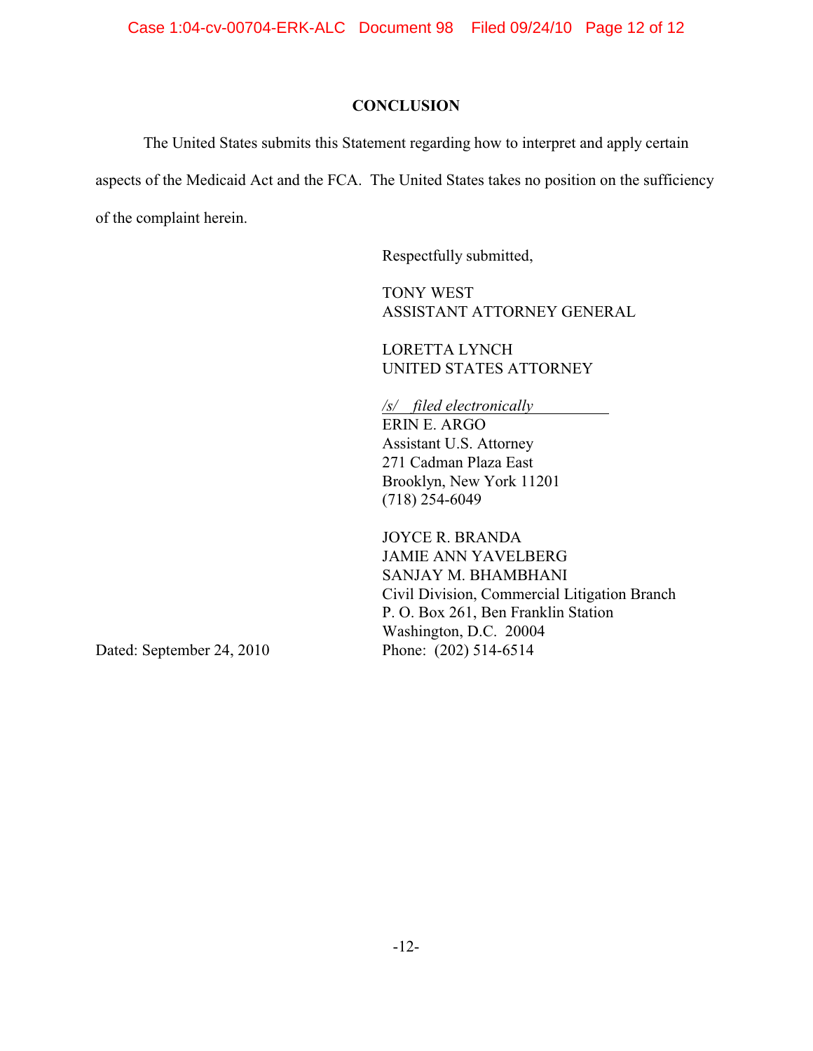## CONCLUSION

The United States submits this Statement regarding how to interpret and apply certain aspects of the Medicaid Act and the FCA. The United States takes no position on the sufficiency of the complaint herein.

Respectfully submitted,

TONY WEST
ASSISTANT ATTORNEY GENERAL

LORETTA LYNCH
UNITED STATES ATTORNEY

*/s/ filed electronically*
ERIN E. ARGO
Assistant U.S. Attorney
271 Cadman Plaza East
Brooklyn, New York 11201
(718) 254-6049

JOYCE R. BRANDA
JAMIE ANN YAVELBERG
SANJAY M. BHAMBHANI
Civil Division, Commercial Litigation Branch
P. O. Box 261, Ben Franklin Station
Washington, D.C. 20004
Phone: (202) 514-6514

Dated: September 24, 2010